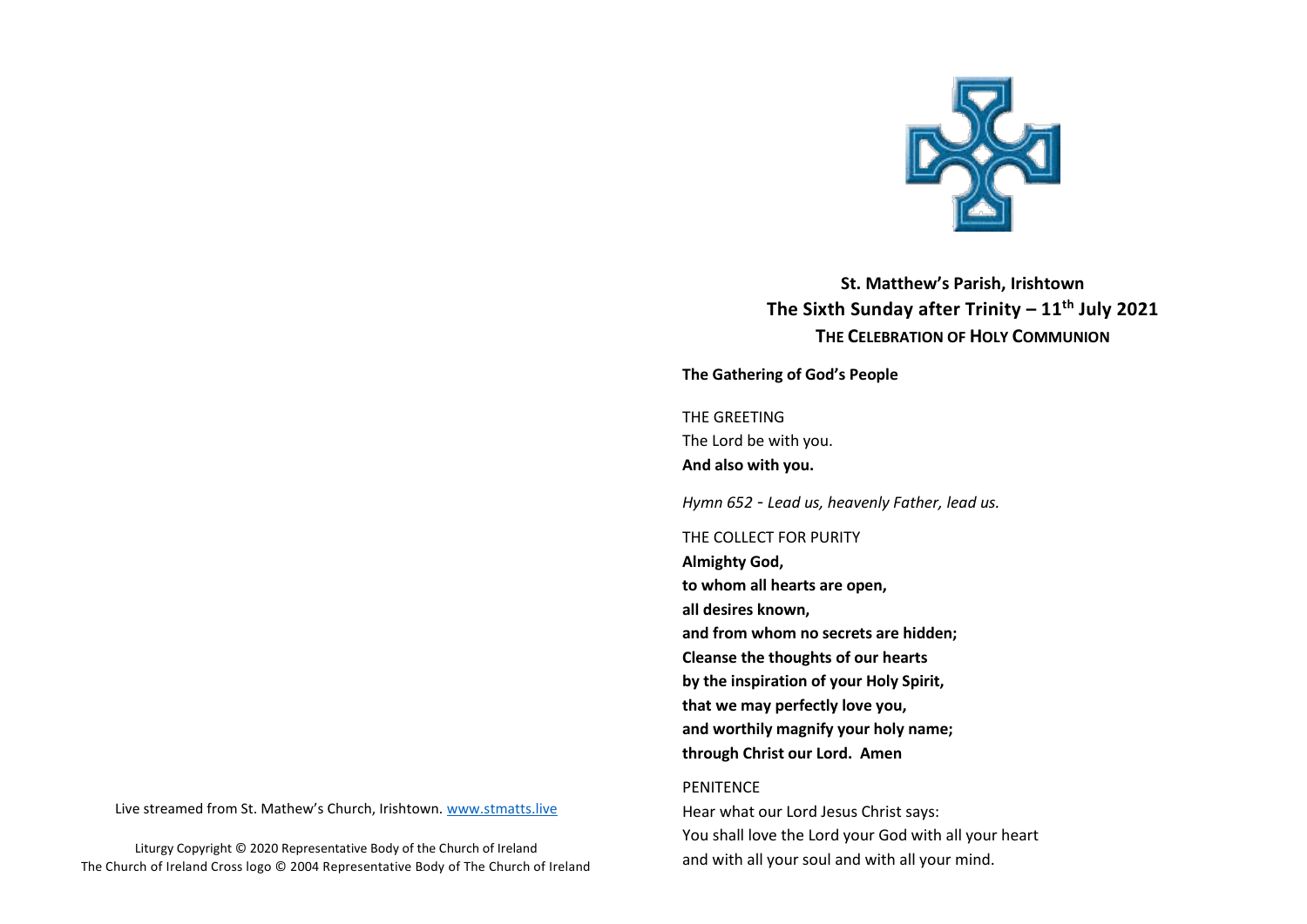## St. Matthew's Parish, Irishtown
## The Sixth Sunday after Trinity – 11th July 2021
### THE CELEBRATION OF HOLY COMMUNION

**The Gathering of God's People**

THE GREETING

The Lord be with you.

**And also with you.**

*Hymn 652 - Lead us, heavenly Father, lead us.*

THE COLLECT FOR PURITY

**Almighty God,**
**to whom all hearts are open,**
**all desires known,**
**and from whom no secrets are hidden;**
**Cleanse the thoughts of our hearts**
**by the inspiration of your Holy Spirit,**
**that we may perfectly love you,**
**and worthily magnify your holy name;**
**through Christ our Lord. Amen**

PENITENCE

Hear what our Lord Jesus Christ says:
You shall love the Lord your God with all your heart
and with all your soul and with all your mind.

Live streamed from St. Mathew's Church, Irishtown. www.stmatts.live

Liturgy Copyright © 2020 Representative Body of the Church of Ireland
The Church of Ireland Cross logo © 2004 Representative Body of The Church of Ireland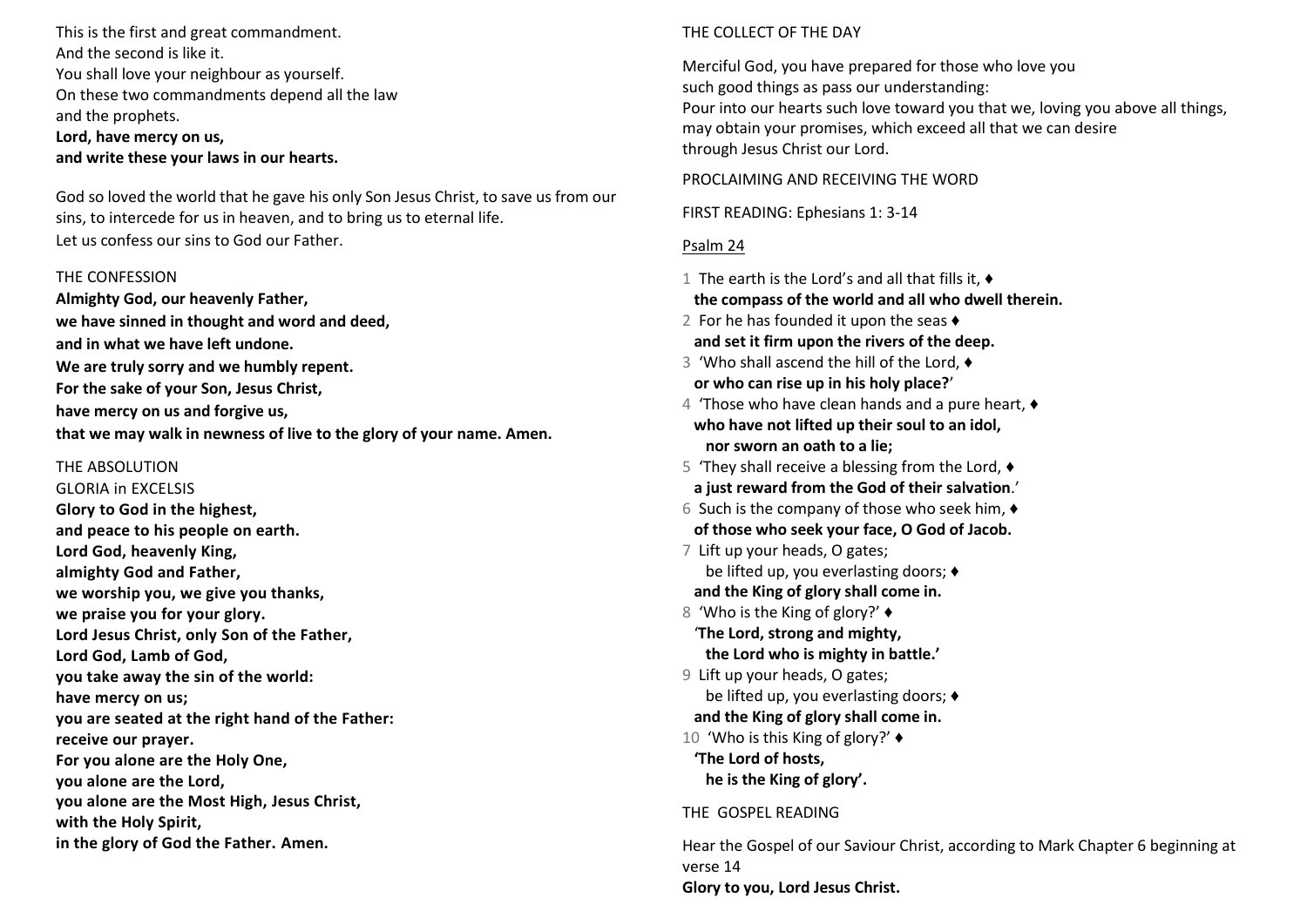This is the first and great commandment.
And the second is like it.
You shall love your neighbour as yourself.
On these two commandments depend all the law
and the prophets.
**Lord, have mercy on us,**
**and write these your laws in our hearts.**

God so loved the world that he gave his only Son Jesus Christ, to save us from our sins, to intercede for us in heaven, and to bring us to eternal life.
Let us confess our sins to God our Father.

THE CONFESSION

**Almighty God, our heavenly Father,**
**we have sinned in thought and word and deed,**
**and in what we have left undone.**
**We are truly sorry and we humbly repent.**
**For the sake of your Son, Jesus Christ,**
**have mercy on us and forgive us,**
**that we may walk in newness of live to the glory of your name. Amen.**

THE ABSOLUTION

GLORIA in EXCELSIS

**Glory to God in the highest,**
**and peace to his people on earth.**
**Lord God, heavenly King,**
**almighty God and Father,**
**we worship you, we give you thanks,**
**we praise you for your glory.**
**Lord Jesus Christ, only Son of the Father,**
**Lord God, Lamb of God,**
**you take away the sin of the world:**
**have mercy on us;**
**you are seated at the right hand of the Father:**
**receive our prayer.**
**For you alone are the Holy One,**
**you alone are the Lord,**
**you alone are the Most High, Jesus Christ,**
**with the Holy Spirit,**
**in the glory of God the Father. Amen.**

THE COLLECT OF THE DAY

Merciful God, you have prepared for those who love you
such good things as pass our understanding:
Pour into our hearts such love toward you that we, loving you above all things,
may obtain your promises, which exceed all that we can desire
through Jesus Christ our Lord.

PROCLAIMING AND RECEIVING THE WORD

FIRST READING: Ephesians 1: 3-14

Psalm 24

1 The earth is the Lord's and all that fills it, ♦
**the compass of the world and all who dwell therein.**
2 For he has founded it upon the seas ♦
**and set it firm upon the rivers of the deep.**
3 'Who shall ascend the hill of the Lord, ♦
**or who can rise up in his holy place?'**
4 'Those who have clean hands and a pure heart, ♦
**who have not lifted up their soul to an idol,**
**nor sworn an oath to a lie;**
5 'They shall receive a blessing from the Lord, ♦
**a just reward from the God of their salvation**.'
6 Such is the company of those who seek him, ♦
**of those who seek your face, O God of Jacob.**
7 Lift up your heads, O gates;
be lifted up, you everlasting doors; ♦
**and the King of glory shall come in.**
8 'Who is the King of glory?' ♦
'**The Lord, strong and mighty,**
**the Lord who is mighty in battle.'**
9 Lift up your heads, O gates;
be lifted up, you everlasting doors; ♦
**and the King of glory shall come in.**
10 'Who is this King of glory?' ♦
**'The Lord of hosts,**
**he is the King of glory'.**

THE GOSPEL READING

Hear the Gospel of our Saviour Christ, according to Mark Chapter 6 beginning at verse 14
**Glory to you, Lord Jesus Christ.**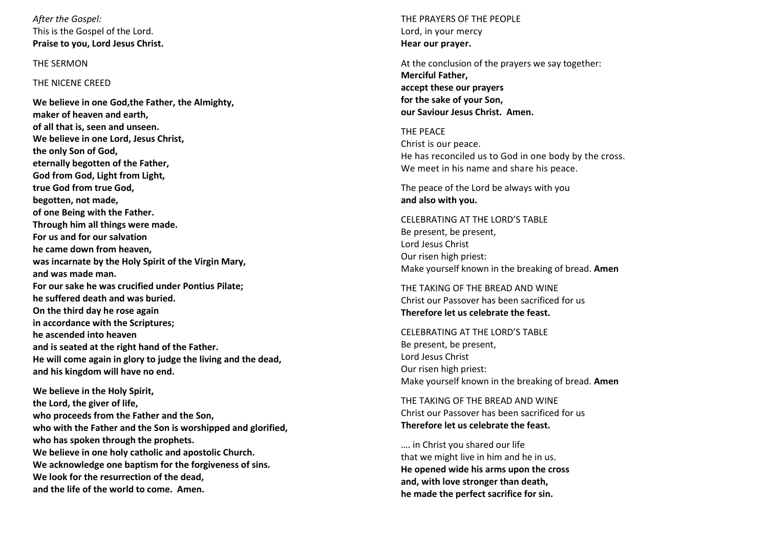*After the Gospel:*
This is the Gospel of the Lord.
**Praise to you, Lord Jesus Christ.**

THE SERMON

THE NICENE CREED

**We believe in one God,the Father, the Almighty,**
**maker of heaven and earth,**
**of all that is, seen and unseen.**
**We believe in one Lord, Jesus Christ,**
**the only Son of God,**
**eternally begotten of the Father,**
**God from God, Light from Light,**
**true God from true God,**
**begotten, not made,**
**of one Being with the Father.**
**Through him all things were made.**
**For us and for our salvation**
**he came down from heaven,**
**was incarnate by the Holy Spirit of the Virgin Mary,**
**and was made man.**
**For our sake he was crucified under Pontius Pilate;**
**he suffered death and was buried.**
**On the third day he rose again**
**in accordance with the Scriptures;**
**he ascended into heaven**
**and is seated at the right hand of the Father.**
**He will come again in glory to judge the living and the dead,**
**and his kingdom will have no end.**

**We believe in the Holy Spirit,**
**the Lord, the giver of life,**
**who proceeds from the Father and the Son,**
**who with the Father and the Son is worshipped and glorified,**
**who has spoken through the prophets.**
**We believe in one holy catholic and apostolic Church.**
**We acknowledge one baptism for the forgiveness of sins.**
**We look for the resurrection of the dead,**
**and the life of the world to come. Amen.**

THE PRAYERS OF THE PEOPLE
Lord, in your mercy
**Hear our prayer.**

At the conclusion of the prayers we say together:
**Merciful Father,**
**accept these our prayers**
**for the sake of your Son,**
**our Saviour Jesus Christ. Amen.**

THE PEACE
Christ is our peace.
He has reconciled us to God in one body by the cross.
We meet in his name and share his peace.

The peace of the Lord be always with you
**and also with you.**

CELEBRATING AT THE LORD'S TABLE
Be present, be present,
Lord Jesus Christ
Our risen high priest:
Make yourself known in the breaking of bread. **Amen**

THE TAKING OF THE BREAD AND WINE
Christ our Passover has been sacrificed for us
**Therefore let us celebrate the feast.**

CELEBRATING AT THE LORD'S TABLE
Be present, be present,
Lord Jesus Christ
Our risen high priest:
Make yourself known in the breaking of bread. **Amen**

THE TAKING OF THE BREAD AND WINE
Christ our Passover has been sacrificed for us
**Therefore let us celebrate the feast.**

…. in Christ you shared our life
that we might live in him and he in us.
**He opened wide his arms upon the cross**
**and, with love stronger than death,**
**he made the perfect sacrifice for sin.**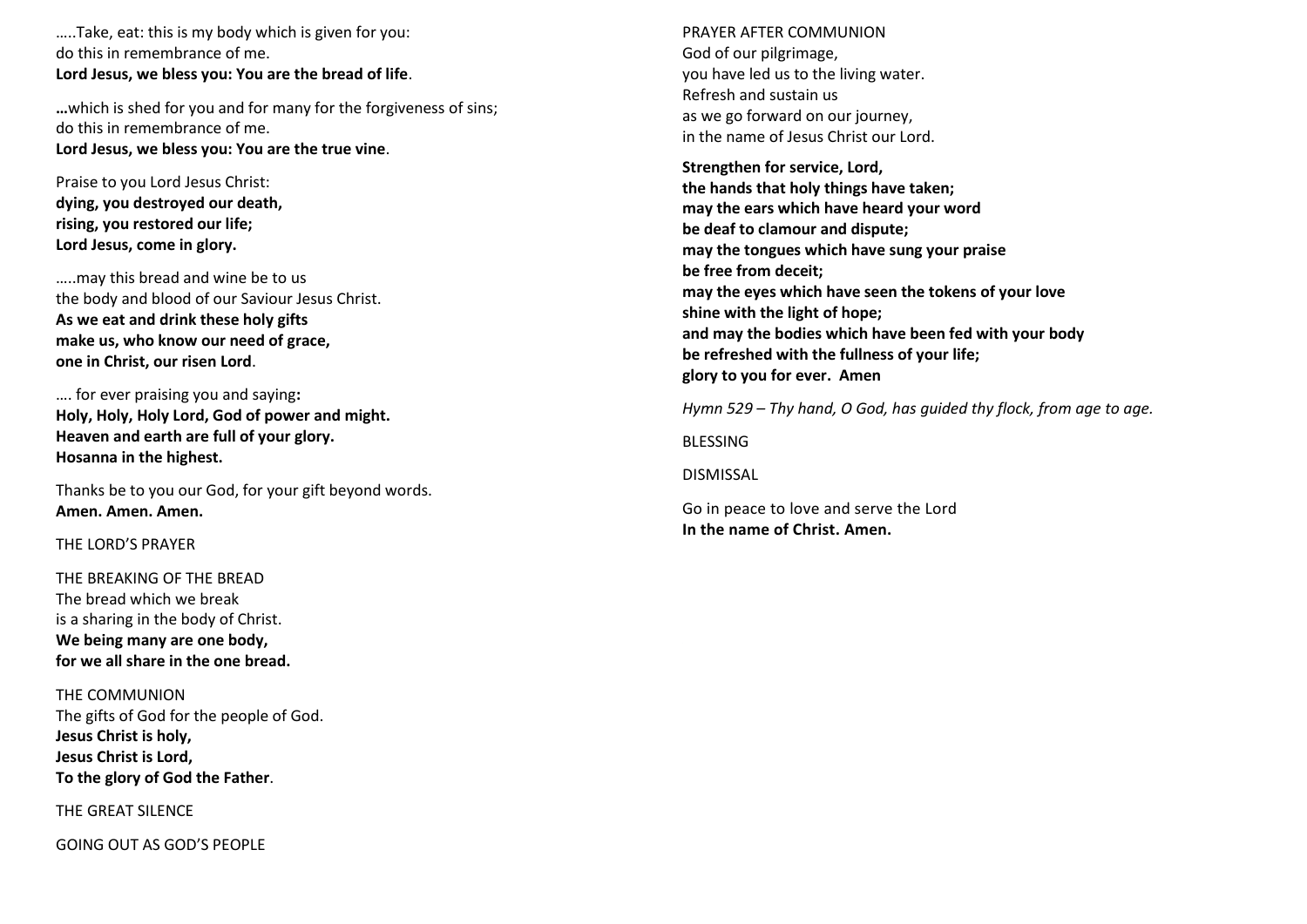…..Take, eat: this is my body which is given for you:
do this in remembrance of me.
**Lord Jesus, we bless you: You are the bread of life**.

**…**which is shed for you and for many for the forgiveness of sins;
do this in remembrance of me.
**Lord Jesus, we bless you: You are the true vine**.

Praise to you Lord Jesus Christ:
**dying, you destroyed our death,**
**rising, you restored our life;**
**Lord Jesus, come in glory.**

…..may this bread and wine be to us
the body and blood of our Saviour Jesus Christ.
**As we eat and drink these holy gifts**
**make us, who know our need of grace,**
**one in Christ, our risen Lord**.

…. for ever praising you and saying**:**
**Holy, Holy, Holy Lord, God of power and might.**
**Heaven and earth are full of your glory.**
**Hosanna in the highest.**

Thanks be to you our God, for your gift beyond words.
**Amen. Amen. Amen.**

THE LORD'S PRAYER

THE BREAKING OF THE BREAD
The bread which we break
is a sharing in the body of Christ.
**We being many are one body,**
**for we all share in the one bread.**

THE COMMUNION
The gifts of God for the people of God.
**Jesus Christ is holy,**
**Jesus Christ is Lord,**
**To the glory of God the Father**.

THE GREAT SILENCE

GOING OUT AS GOD'S PEOPLE

PRAYER AFTER COMMUNION
God of our pilgrimage,
you have led us to the living water.
Refresh and sustain us
as we go forward on our journey,
in the name of Jesus Christ our Lord.

**Strengthen for service, Lord,**
**the hands that holy things have taken;**
**may the ears which have heard your word**
**be deaf to clamour and dispute;**
**may the tongues which have sung your praise**
**be free from deceit;**
**may the eyes which have seen the tokens of your love**
**shine with the light of hope;**
**and may the bodies which have been fed with your body**
**be refreshed with the fullness of your life;**
**glory to you for ever. Amen**

*Hymn 529 – Thy hand, O God, has guided thy flock, from age to age.*

BLESSING

DISMISSAL

Go in peace to love and serve the Lord
**In the name of Christ. Amen.**